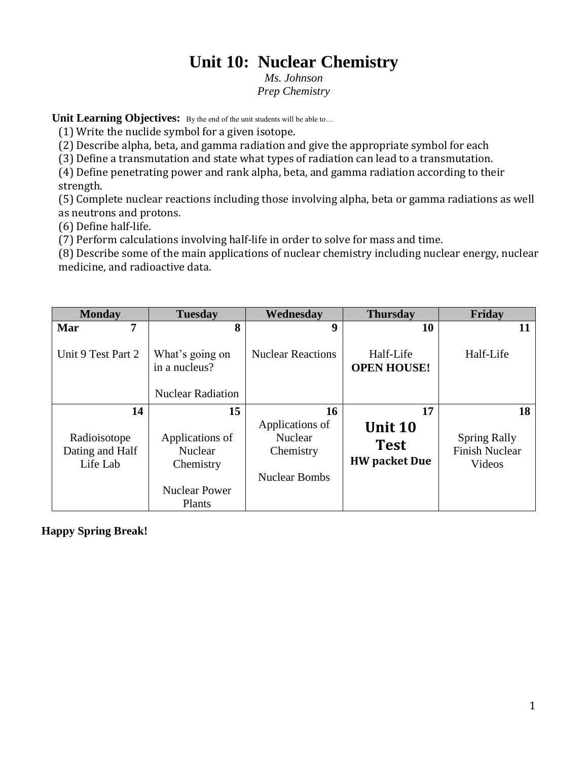# Unit 10: Nuclear Chemistry

*Ms. Johnson*
*Prep Chemistry*

**Unit Learning Objectives:** By the end of the unit students will be able to…

(1) Write the nuclide symbol for a given isotope.
(2) Describe alpha, beta, and gamma radiation and give the appropriate symbol for each
(3) Define a transmutation and state what types of radiation can lead to a transmutation.
(4) Define penetrating power and rank alpha, beta, and gamma radiation according to their strength.
(5) Complete nuclear reactions including those involving alpha, beta or gamma radiations as well as neutrons and protons.
(6) Define half-life.
(7) Perform calculations involving half-life in order to solve for mass and time.
(8) Describe some of the main applications of nuclear chemistry including nuclear energy, nuclear medicine, and radioactive data.

| Monday | Tuesday | Wednesday | Thursday | Friday |
|---|---|---|---|---|
| **Mar 7**<br>Unit 9 Test Part 2 | **8**<br>What's going on in a nucleus?<br>Nuclear Radiation | **9**<br>Nuclear Reactions | **10**<br>Half-Life<br>**OPEN HOUSE!** | **11**<br>Half-Life |
| **14**<br>Radioisotope Dating and Half Life Lab | **15**<br>Applications of Nuclear Chemistry<br>Nuclear Power Plants | **16**<br>Applications of Nuclear Chemistry<br>Nuclear Bombs | **17**<br>**Unit 10 Test**<br>**HW packet Due** | **18**<br>Spring Rally<br>Finish Nuclear Videos |

**Happy Spring Break!**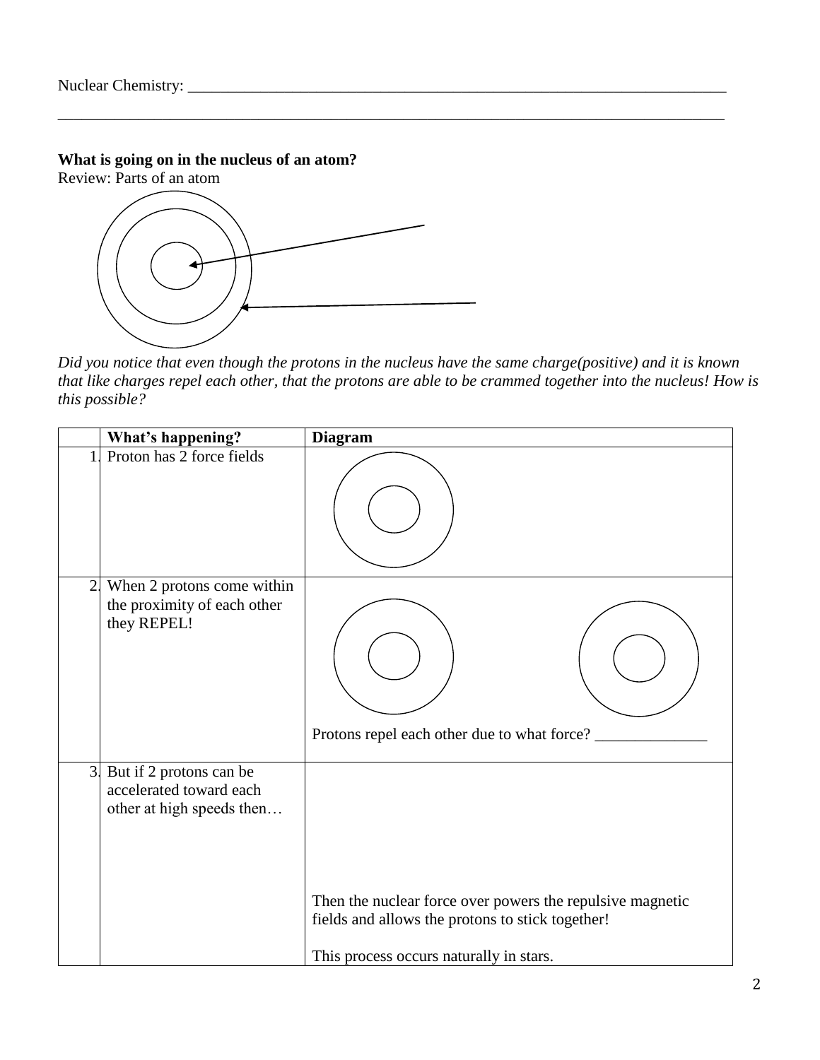Nuclear Chemistry: ___________________________________________________________________________

_____________________________________________________________________________________

**What is going on in the nucleus of an atom?**

Review: Parts of an atom

*Did you notice that even though the protons in the nucleus have the same charge(positive) and it is known that like charges repel each other, that the protons are able to be crammed together into the nucleus! How is this possible?*

| | What's happening? | Diagram |
|---|---|---|
| 1. | Proton has 2 force fields | |
| 2. | When 2 protons come within the proximity of each other they REPEL! | Protons repel each other due to what force? ______________ |
| 3. | But if 2 protons can be accelerated toward each other at high speeds then… | Then the nuclear force over powers the repulsive magnetic fields and allows the protons to stick together!<br><br>This process occurs naturally in stars. |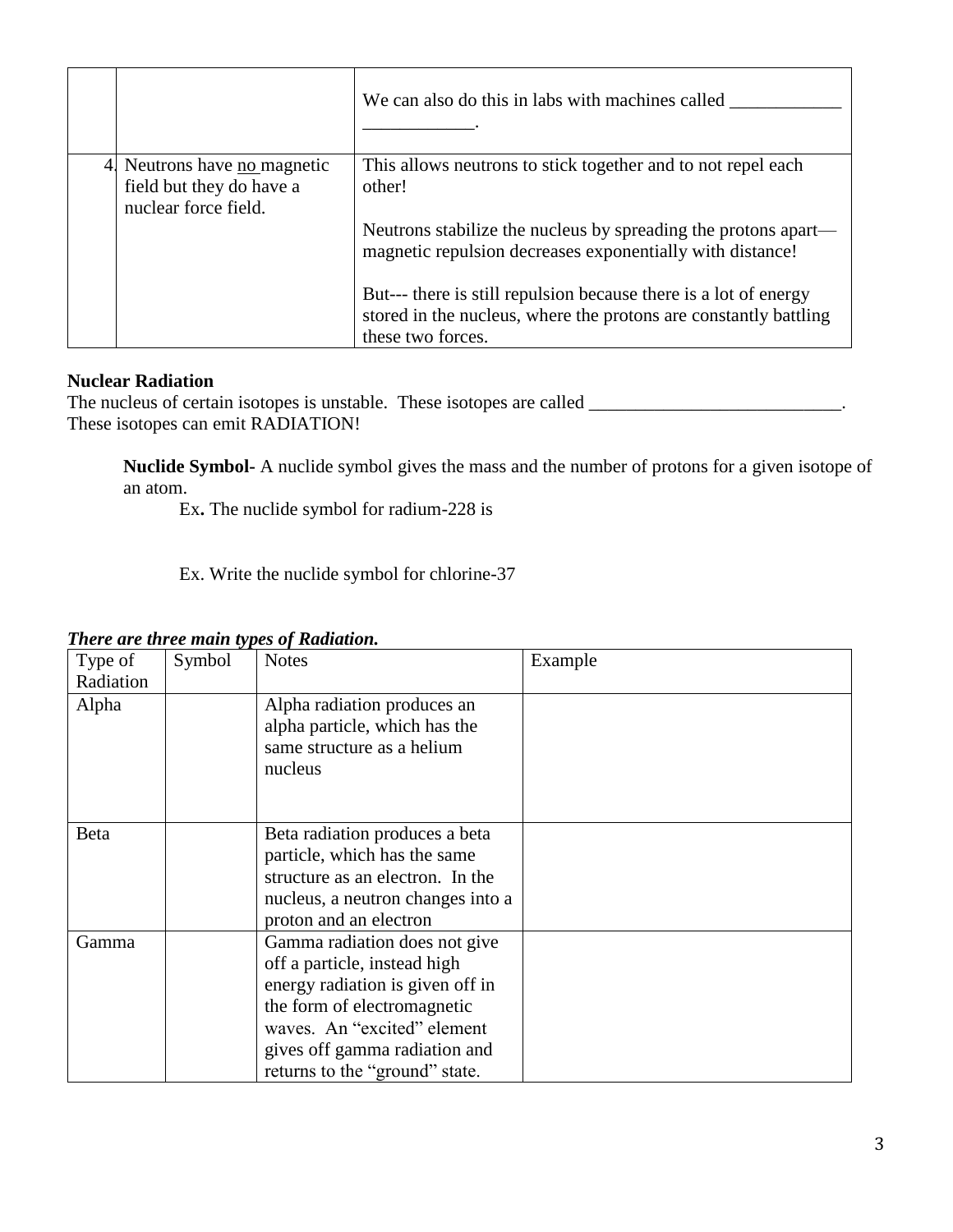| | | |
|---|---|---|
| | | We can also do this in labs with machines called ____________ ____________. |
| 4. | Neutrons have no magnetic field but they do have a nuclear force field. | This allows neutrons to stick together and to not repel each other!<br><br>Neutrons stabilize the nucleus by spreading the protons apart—magnetic repulsion decreases exponentially with distance!<br><br>But--- there is still repulsion because there is a lot of energy stored in the nucleus, where the protons are constantly battling these two forces. |

**Nuclear Radiation**

The nucleus of certain isotopes is unstable. These isotopes are called ___________________________. These isotopes can emit RADIATION!

**Nuclide Symbol-** A nuclide symbol gives the mass and the number of protons for a given isotope of an atom.

Ex**.** The nuclide symbol for radium-228 is

Ex. Write the nuclide symbol for chlorine-37

***There are three main types of Radiation.***

| Type of Radiation | Symbol | Notes | Example |
|---|---|---|---|
| Alpha | | Alpha radiation produces an alpha particle, which has the same structure as a helium nucleus | |
| Beta | | Beta radiation produces a beta particle, which has the same structure as an electron. In the nucleus, a neutron changes into a proton and an electron | |
| Gamma | | Gamma radiation does not give off a particle, instead high energy radiation is given off in the form of electromagnetic waves. An "excited" element gives off gamma radiation and returns to the "ground" state. | |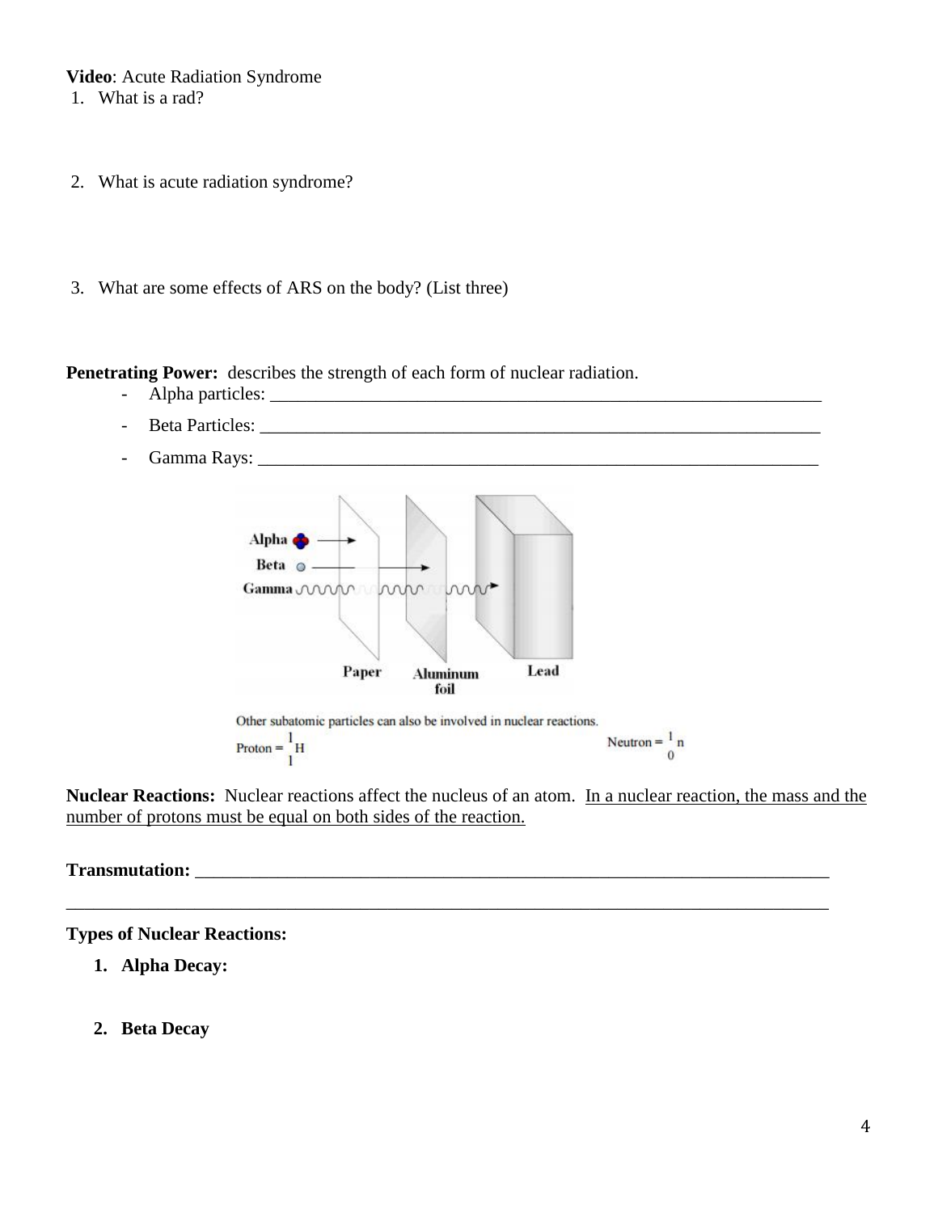**Video**: Acute Radiation Syndrome

1. What is a rad?

2. What is acute radiation syndrome?

3. What are some effects of ARS on the body? (List three)

**Penetrating Power:** describes the strength of each form of nuclear radiation.

- Alpha particles: ________________________________________________________________
- Beta Particles: ________________________________________________________________
- Gamma Rays: ________________________________________________________________

Alpha → Beta → Gamma → Paper, Aluminum foil, Lead

Other subatomic particles can also be involved in nuclear reactions.

Proton = $^{1}_{1}H$ Neutron = $^{1}_{0}n$

**Nuclear Reactions:** Nuclear reactions affect the nucleus of an atom. <u>In a nuclear reaction, the mass and the number of protons must be equal on both sides of the reaction.</u>

**Transmutation:** ________________________________________________________________

________________________________________________________________________________

**Types of Nuclear Reactions:**

1. **Alpha Decay:**

2. **Beta Decay**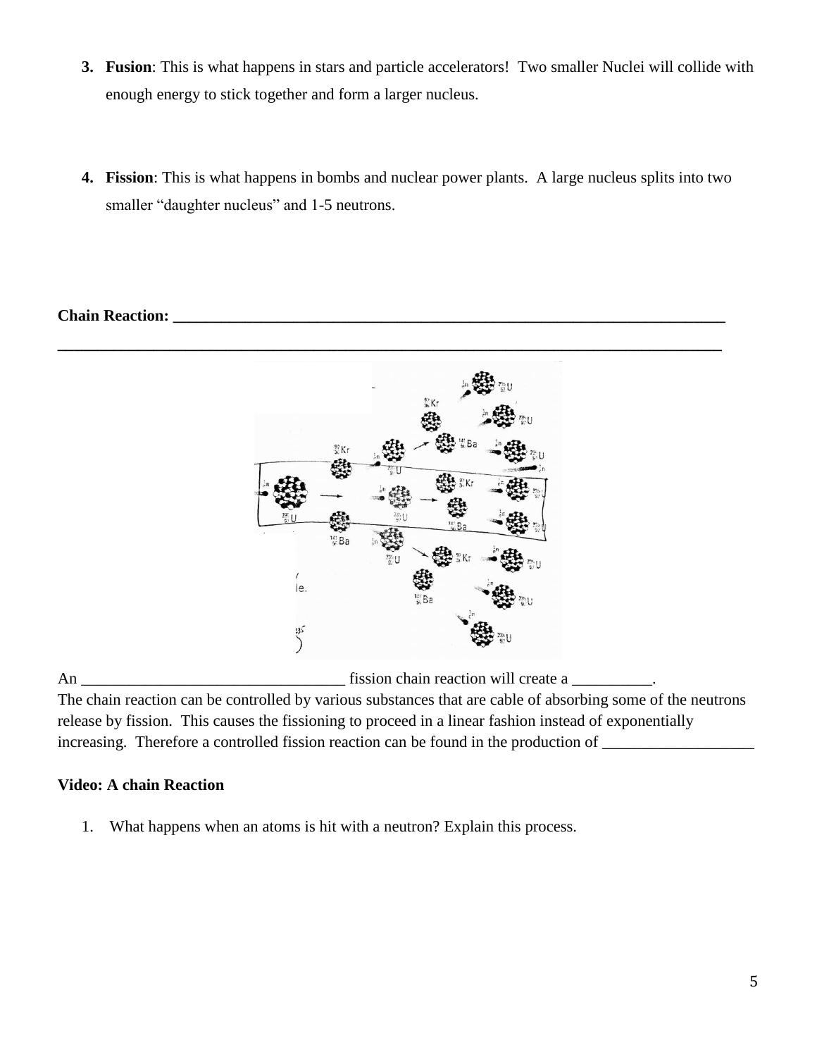3. **Fusion**: This is what happens in stars and particle accelerators! Two smaller Nuclei will collide with enough energy to stick together and form a larger nucleus.

4. **Fission**: This is what happens in bombs and nuclear power plants. A large nucleus splits into two smaller "daughter nucleus" and 1-5 neutrons.

**Chain Reaction: ___________________________________________________________________________**

**_____________________________________________________________________________________________**

An ________________________________ fission chain reaction will create a __________.
The chain reaction can be controlled by various substances that are cable of absorbing some of the neutrons release by fission. This causes the fissioning to proceed in a linear fashion instead of exponentially increasing. Therefore a controlled fission reaction can be found in the production of ___________________

**Video: A chain Reaction**

1. What happens when an atoms is hit with a neutron? Explain this process.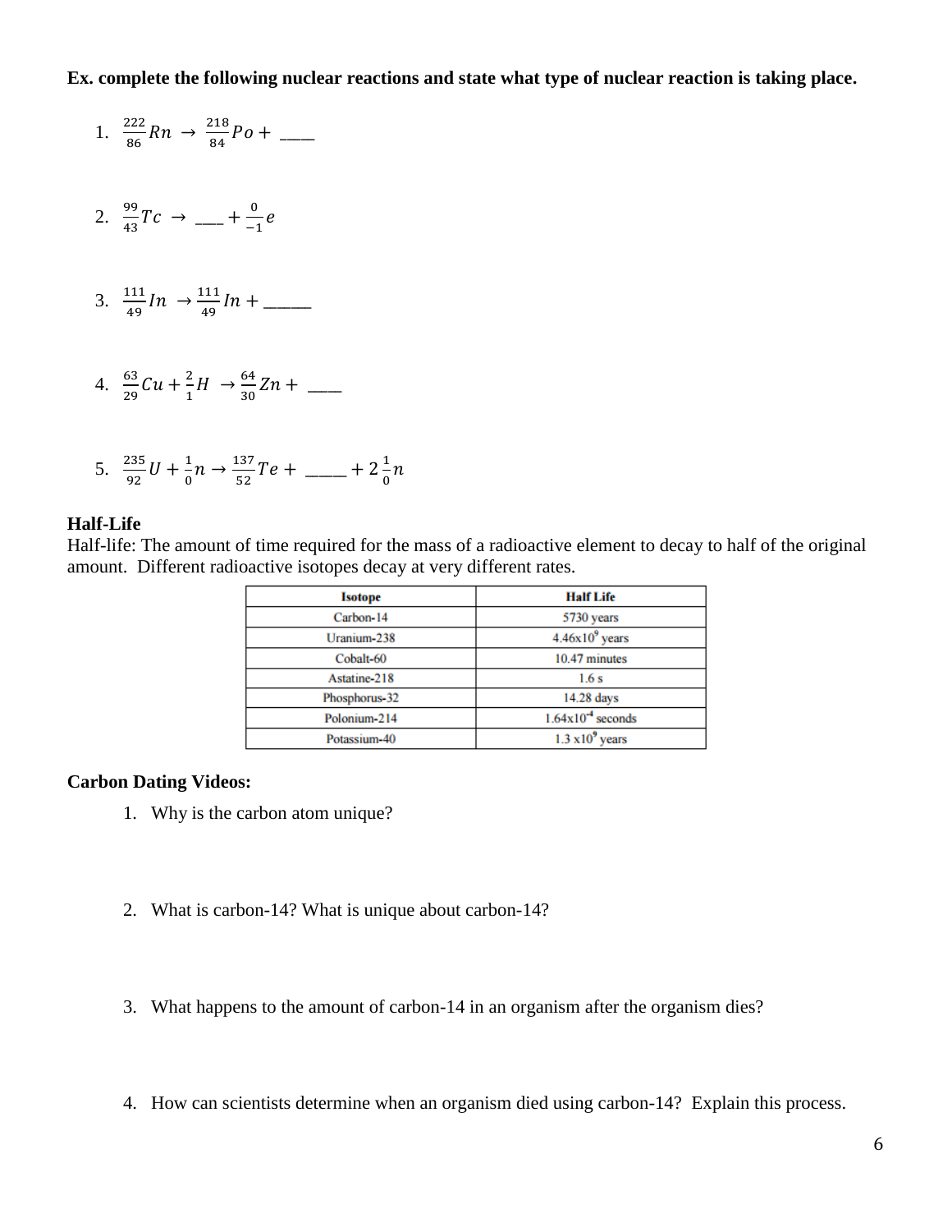**Ex. complete the following nuclear reactions and state what type of nuclear reaction is taking place.**

1. ${}^{222}_{86}Rn \rightarrow {}^{218}_{84}Po + $ ____

2. ${}^{99}_{43}Tc \rightarrow $ ___ $ + {}^{0}_{-1}e$

3. ${}^{111}_{49}In \rightarrow {}^{111}_{49}In + $ _____

4. ${}^{63}_{29}Cu + {}^{2}_{1}H \rightarrow {}^{64}_{30}Zn + $ ____

5. ${}^{235}_{92}U + {}^{1}_{0}n \rightarrow {}^{137}_{52}Te + $ ____ $ + 2\,{}^{1}_{0}n$

**Half-Life**

Half-life: The amount of time required for the mass of a radioactive element to decay to half of the original amount. Different radioactive isotopes decay at very different rates.

| Isotope | Half Life |
|---|---|
| Carbon-14 | 5730 years |
| Uranium-238 | $4.46 \times 10^{9}$ years |
| Cobalt-60 | 10.47 minutes |
| Astatine-218 | 1.6 s |
| Phosphorus-32 | 14.28 days |
| Polonium-214 | $1.64 \times 10^{-4}$ seconds |
| Potassium-40 | $1.3 \times 10^{9}$ years |

**Carbon Dating Videos:**

1. Why is the carbon atom unique?

2. What is carbon-14? What is unique about carbon-14?

3. What happens to the amount of carbon-14 in an organism after the organism dies?

4. How can scientists determine when an organism died using carbon-14? Explain this process.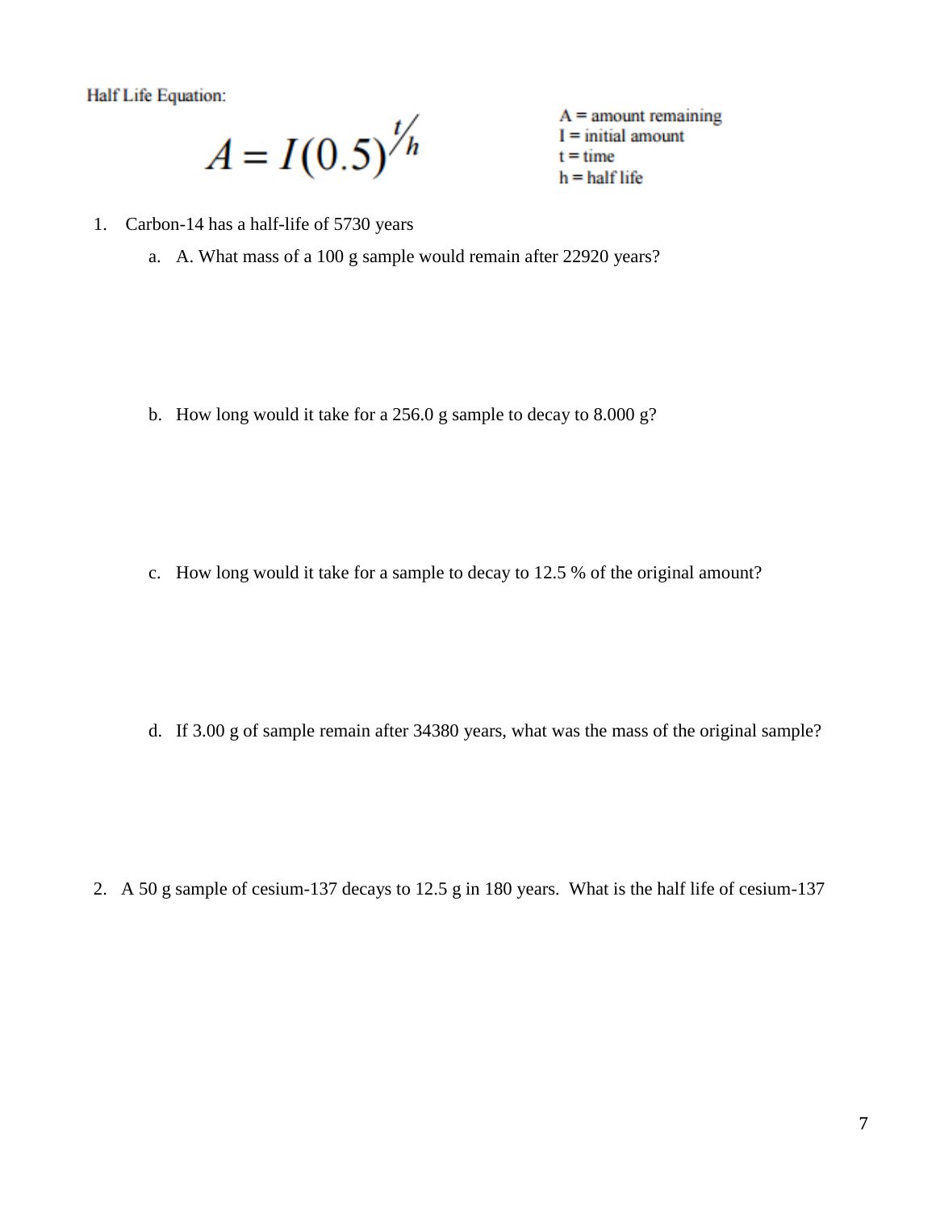Half Life Equation:

$$A = I(0.5)^{t/h}$$

A = amount remaining
I = initial amount
t = time
h = half life

1. Carbon-14 has a half-life of 5730 years
   a. A. What mass of a 100 g sample would remain after 22920 years?

   b. How long would it take for a 256.0 g sample to decay to 8.000 g?

   c. How long would it take for a sample to decay to 12.5 % of the original amount?

   d. If 3.00 g of sample remain after 34380 years, what was the mass of the original sample?

2. A 50 g sample of cesium-137 decays to 12.5 g in 180 years. What is the half life of cesium-137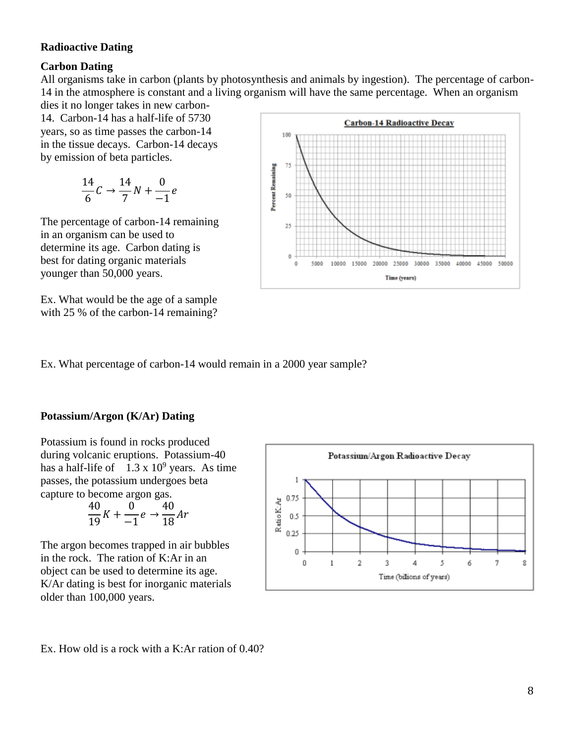**Radioactive Dating**

**Carbon Dating**

All organisms take in carbon (plants by photosynthesis and animals by ingestion). The percentage of carbon-14 in the atmosphere is constant and a living organism will have the same percentage. When an organism dies it no longer takes in new carbon-14. Carbon-14 has a half-life of 5730 years, so as time passes the carbon-14 in the tissue decays. Carbon-14 decays by emission of beta particles.

$$\frac{14}{6}C \rightarrow \frac{14}{7}N + \frac{0}{-1}e$$

The percentage of carbon-14 remaining in an organism can be used to determine its age. Carbon dating is best for dating organic materials younger than 50,000 years.

Ex. What would be the age of a sample with 25 % of the carbon-14 remaining?

Ex. What percentage of carbon-14 would remain in a 2000 year sample?

**Potassium/Argon (K/Ar) Dating**

Potassium is found in rocks produced during volcanic eruptions. Potassium-40 has a half-life of $1.3 \times 10^9$ years. As time passes, the potassium undergoes beta capture to become argon gas.

$$\frac{40}{19}K + \frac{0}{-1}e \rightarrow \frac{40}{18}Ar$$

The argon becomes trapped in air bubbles in the rock. The ration of K:Ar in an object can be used to determine its age. K/Ar dating is best for inorganic materials older than 100,000 years.

Ex. How old is a rock with a K:Ar ration of 0.40?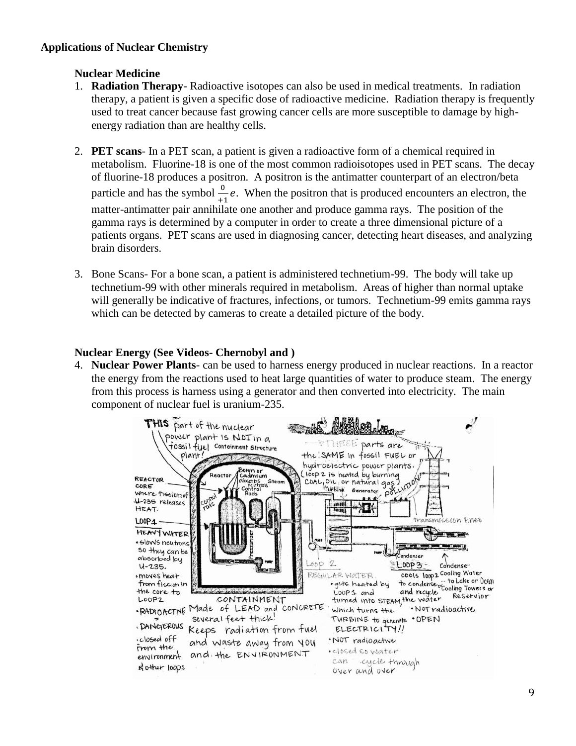### Applications of Nuclear Chemistry

#### Nuclear Medicine

1. **Radiation Therapy**- Radioactive isotopes can also be used in medical treatments. In radiation therapy, a patient is given a specific dose of radioactive medicine. Radiation therapy is frequently used to treat cancer because fast growing cancer cells are more susceptible to damage by high-energy radiation than are healthy cells.

2. **PET scans**- In a PET scan, a patient is given a radioactive form of a chemical required in metabolism. Fluorine-18 is one of the most common radioisotopes used in PET scans. The decay of fluorine-18 produces a positron. A positron is the antimatter counterpart of an electron/beta particle and has the symbol $\frac{0}{+1}e$. When the positron that is produced encounters an electron, the matter-antimatter pair annihilate one another and produce gamma rays. The position of the gamma rays is determined by a computer in order to create a three dimensional picture of a patients organs. PET scans are used in diagnosing cancer, detecting heart diseases, and analyzing brain disorders.

3. Bone Scans- For a bone scan, a patient is administered technetium-99. The body will take up technetium-99 with other minerals required in metabolism. Areas of higher than normal uptake will generally be indicative of fractures, infections, or tumors. Technetium-99 emits gamma rays which can be detected by cameras to create a detailed picture of the body.

#### Nuclear Energy (See Videos- Chernobyl and )

4. **Nuclear Power Plants**- can be used to harness energy produced in nuclear reactions. In a reactor the energy from the reactions used to heat large quantities of water to produce steam. The energy from this process is harness using a generator and then converted into electricity. The main component of nuclear fuel is uranium-235.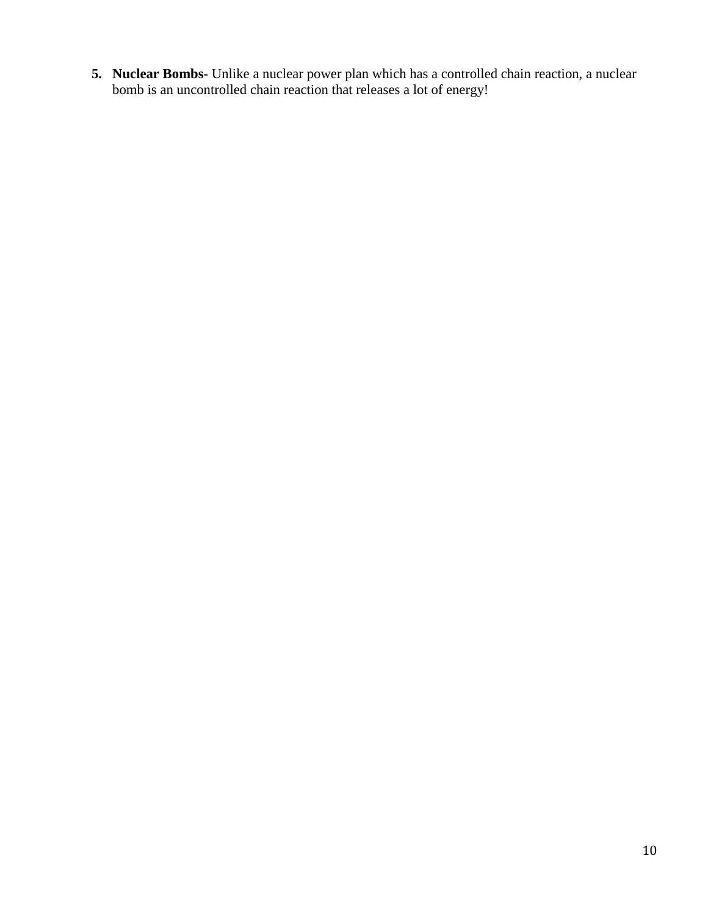5. **Nuclear Bombs-** Unlike a nuclear power plan which has a controlled chain reaction, a nuclear bomb is an uncontrolled chain reaction that releases a lot of energy!